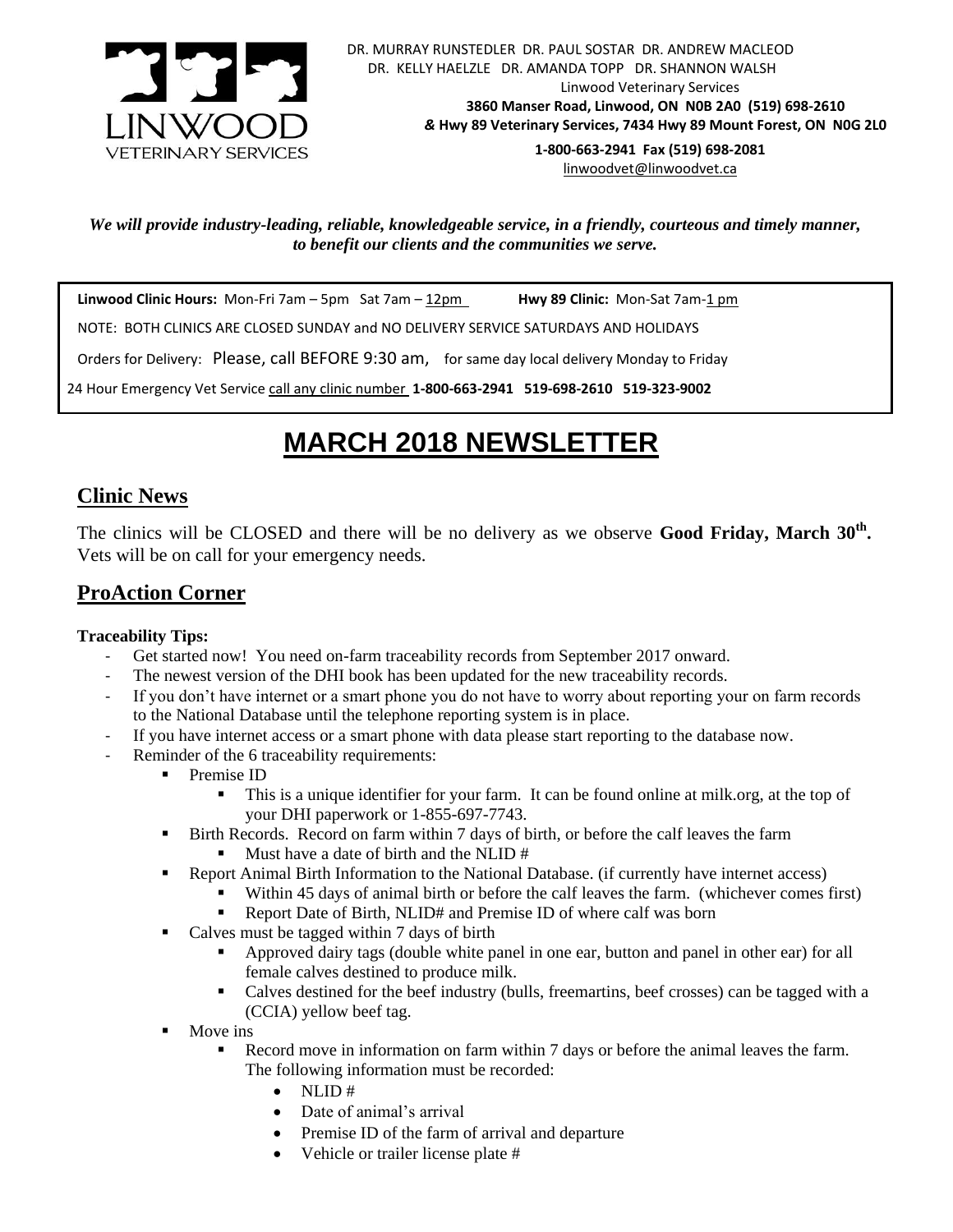LINWOOD
VETERINARY SERVICES

DR. MURRAY RUNSTEDLER DR. PAUL SOSTAR DR. ANDREW MACLEOD
DR. KELLY HAELZLE DR. AMANDA TOPP DR. SHANNON WALSH
Linwood Veterinary Services
**3860 Manser Road, Linwood, ON N0B 2A0 (519) 698-2610**
***&* Hwy 89 Veterinary Services, 7434 Hwy 89 Mount Forest, ON N0G 2L0**
**1-800-663-2941 Fax (519) 698-2081**
linwoodvet@linwoodvet.ca

***We will provide industry-leading, reliable, knowledgeable service, in a friendly, courteous and timely manner, to benefit our clients and the communities we serve.***

**Linwood Clinic Hours:** Mon-Fri 7am – 5pm Sat 7am – 12pm **Hwy 89 Clinic:** Mon-Sat 7am-1 pm

NOTE: BOTH CLINICS ARE CLOSED SUNDAY and NO DELIVERY SERVICE SATURDAYS AND HOLIDAYS

Orders for Delivery: Please, call BEFORE 9:30 am, for same day local delivery Monday to Friday

24 Hour Emergency Vet Service call any clinic number **1-800-663-2941 519-698-2610 519-323-9002**

# MARCH 2018 NEWSLETTER

## Clinic News

The clinics will be CLOSED and there will be no delivery as we observe **Good Friday, March 30th.** Vets will be on call for your emergency needs.

## ProAction Corner

**Traceability Tips:**

- Get started now! You need on-farm traceability records from September 2017 onward.
- The newest version of the DHI book has been updated for the new traceability records.
- If you don't have internet or a smart phone you do not have to worry about reporting your on farm records to the National Database until the telephone reporting system is in place.
- If you have internet access or a smart phone with data please start reporting to the database now.
- Reminder of the 6 traceability requirements:
  - Premise ID
    - This is a unique identifier for your farm. It can be found online at milk.org, at the top of your DHI paperwork or 1-855-697-7743.
  - Birth Records. Record on farm within 7 days of birth, or before the calf leaves the farm
    - Must have a date of birth and the NLID #
  - Report Animal Birth Information to the National Database. (if currently have internet access)
    - Within 45 days of animal birth or before the calf leaves the farm. (whichever comes first)
    - Report Date of Birth, NLID# and Premise ID of where calf was born
  - Calves must be tagged within 7 days of birth
    - Approved dairy tags (double white panel in one ear, button and panel in other ear) for all female calves destined to produce milk.
    - Calves destined for the beef industry (bulls, freemartins, beef crosses) can be tagged with a (CCIA) yellow beef tag.
  - Move ins
    - Record move in information on farm within 7 days or before the animal leaves the farm. The following information must be recorded:
      - NLID #
      - Date of animal's arrival
      - Premise ID of the farm of arrival and departure
      - Vehicle or trailer license plate #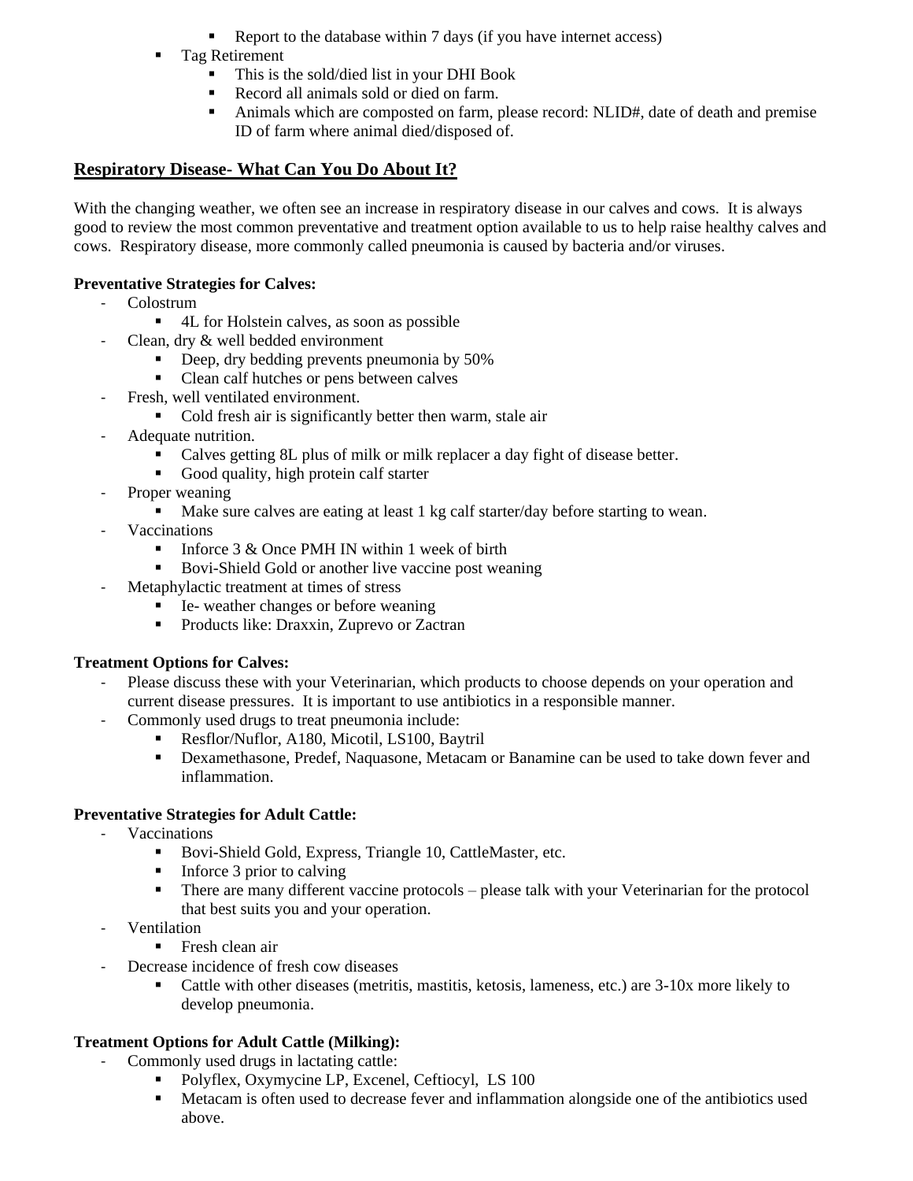- Report to the database within 7 days (if you have internet access)
  - Tag Retirement
    - This is the sold/died list in your DHI Book
    - Record all animals sold or died on farm.
    - Animals which are composted on farm, please record: NLID#, date of death and premise ID of farm where animal died/disposed of.

## Respiratory Disease- What Can You Do About It?

With the changing weather, we often see an increase in respiratory disease in our calves and cows. It is always good to review the most common preventative and treatment option available to us to help raise healthy calves and cows. Respiratory disease, more commonly called pneumonia is caused by bacteria and/or viruses.

**Preventative Strategies for Calves:**

- Colostrum
  - 4L for Holstein calves, as soon as possible
- Clean, dry & well bedded environment
  - Deep, dry bedding prevents pneumonia by 50%
  - Clean calf hutches or pens between calves
- Fresh, well ventilated environment.
  - Cold fresh air is significantly better then warm, stale air
- Adequate nutrition.
  - Calves getting 8L plus of milk or milk replacer a day fight of disease better.
  - Good quality, high protein calf starter
- Proper weaning
  - Make sure calves are eating at least 1 kg calf starter/day before starting to wean.
- Vaccinations
  - Inforce 3 & Once PMH IN within 1 week of birth
  - Bovi-Shield Gold or another live vaccine post weaning
- Metaphylactic treatment at times of stress
  - Ie- weather changes or before weaning
  - Products like: Draxxin, Zuprevo or Zactran

**Treatment Options for Calves:**

- Please discuss these with your Veterinarian, which products to choose depends on your operation and current disease pressures. It is important to use antibiotics in a responsible manner.
- Commonly used drugs to treat pneumonia include:
  - Resflor/Nuflor, A180, Micotil, LS100, Baytril
  - Dexamethasone, Predef, Naquasone, Metacam or Banamine can be used to take down fever and inflammation.

**Preventative Strategies for Adult Cattle:**

- Vaccinations
  - Bovi-Shield Gold, Express, Triangle 10, CattleMaster, etc.
  - Inforce 3 prior to calving
  - There are many different vaccine protocols – please talk with your Veterinarian for the protocol that best suits you and your operation.
- Ventilation
  - Fresh clean air
- Decrease incidence of fresh cow diseases
  - Cattle with other diseases (metritis, mastitis, ketosis, lameness, etc.) are 3-10x more likely to develop pneumonia.

**Treatment Options for Adult Cattle (Milking):**

- Commonly used drugs in lactating cattle:
  - Polyflex, Oxymycine LP, Excenel, Ceftiocyl, LS 100
  - Metacam is often used to decrease fever and inflammation alongside one of the antibiotics used above.